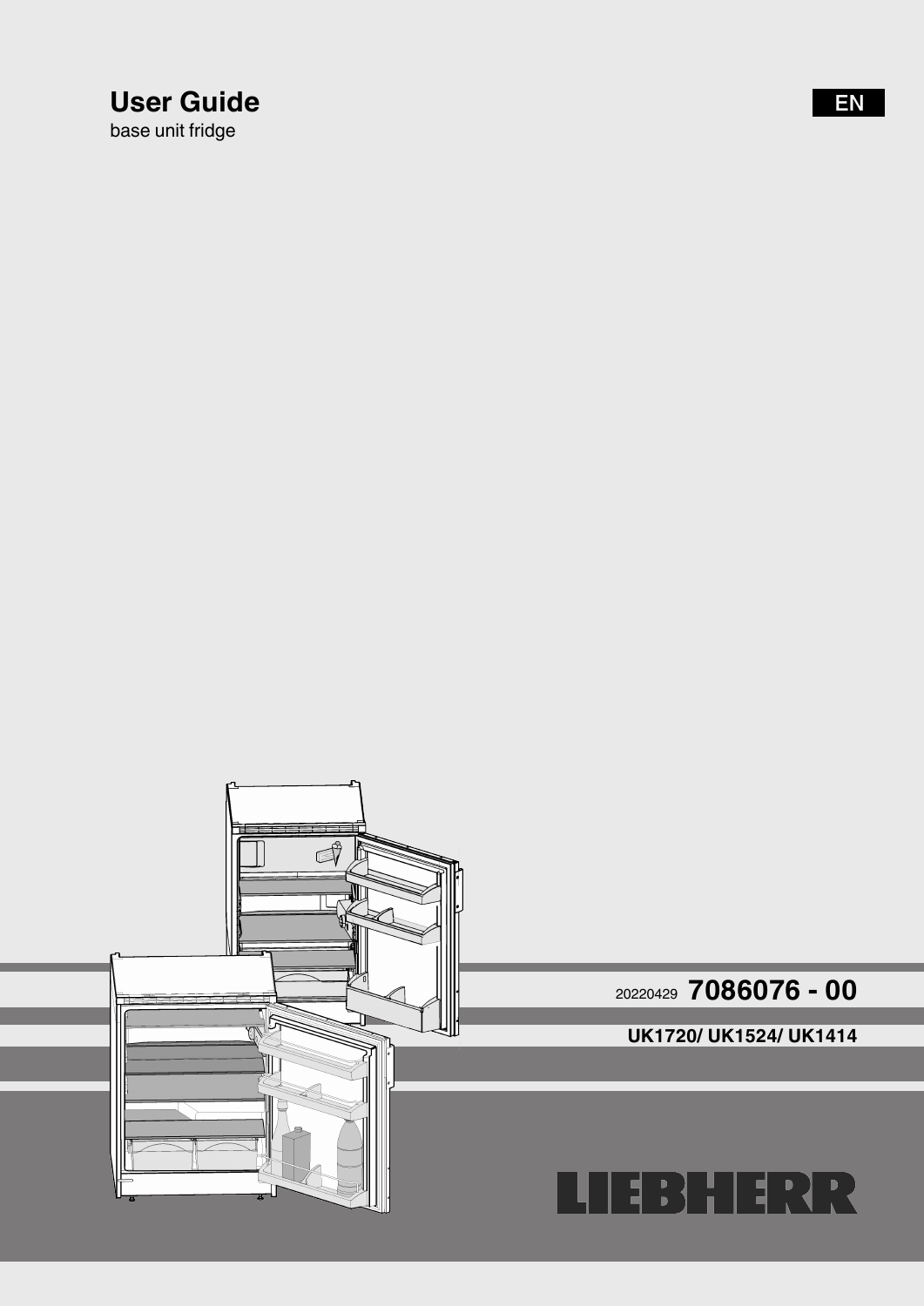# User Guide

base unit fridge

EN

20220429 **7086076 - 00**

**UK1720/ UK1524/ UK1414**

LIEBHERR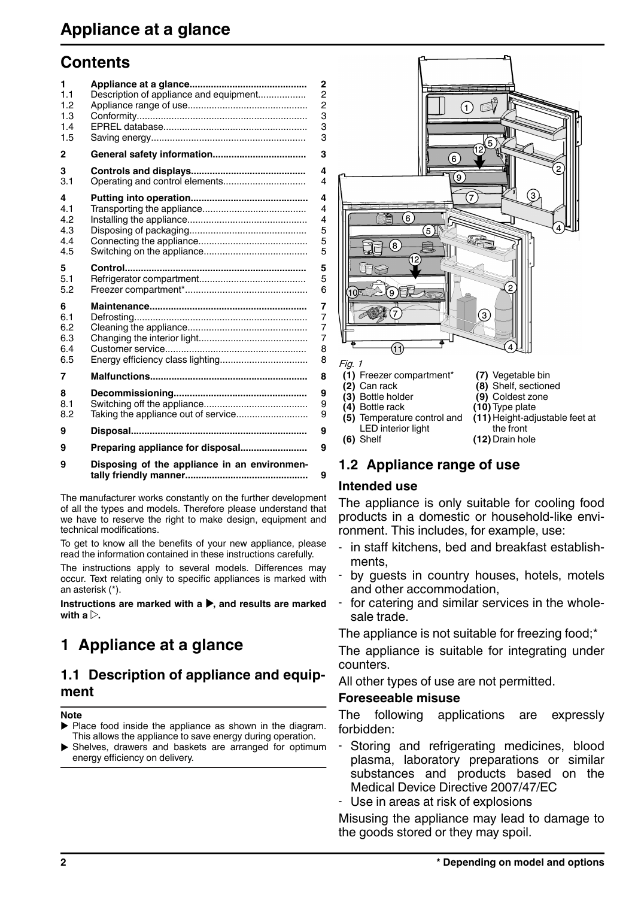# Appliance at a glance

## Contents

| | | |
|---|---|---|
| **1** | **Appliance at a glance** | **2** |
| 1.1 | Description of appliance and equipment | 2 |
| 1.2 | Appliance range of use | 2 |
| 1.3 | Conformity | 3 |
| 1.4 | EPREL database | 3 |
| 1.5 | Saving energy | 3 |
| **2** | **General safety information** | **3** |
| **3** | **Controls and displays** | **4** |
| 3.1 | Operating and control elements | 4 |
| **4** | **Putting into operation** | **4** |
| 4.1 | Transporting the appliance | 4 |
| 4.2 | Installing the appliance | 4 |
| 4.3 | Disposing of packaging | 5 |
| 4.4 | Connecting the appliance | 5 |
| 4.5 | Switching on the appliance | 5 |
| **5** | **Control** | **5** |
| 5.1 | Refrigerator compartment | 5 |
| 5.2 | Freezer compartment* | 6 |
| **6** | **Maintenance** | **7** |
| 6.1 | Defrosting | 7 |
| 6.2 | Cleaning the appliance | 7 |
| 6.3 | Changing the interior light | 7 |
| 6.4 | Customer service | 8 |
| 6.5 | Energy efficiency class lighting | 8 |
| **7** | **Malfunctions** | **8** |
| **8** | **Decommissioning** | **9** |
| 8.1 | Switching off the appliance | 9 |
| 8.2 | Taking the appliance out of service | 9 |
| **9** | **Disposal** | **9** |
| **9** | **Preparing appliance for disposal** | **9** |
| **9** | **Disposing of the appliance in an environmentally friendly manner** | **9** |

The manufacturer works constantly on the further development of all the types and models. Therefore please understand that we have to reserve the right to make design, equipment and technical modifications.

To get to know all the benefits of your new appliance, please read the information contained in these instructions carefully.

The instructions apply to several models. Differences may occur. Text relating only to specific appliances is marked with an asterisk (*).

**Instructions are marked with a ▶, and results are marked with a ▷.**

# 1 Appliance at a glance

## 1.1 Description of appliance and equipment

**Note**

- ▶ Place food inside the appliance as shown in the diagram. This allows the appliance to save energy during operation.
- ▶ Shelves, drawers and baskets are arranged for optimum energy efficiency on delivery.

*Fig. 1*

**(1)** Freezer compartment*
**(2)** Can rack
**(3)** Bottle holder
**(4)** Bottle rack
**(5)** Temperature control and LED interior light
**(6)** Shelf
**(7)** Vegetable bin
**(8)** Shelf, sectioned
**(9)** Coldest zone
**(10)** Type plate
**(11)** Height-adjustable feet at the front
**(12)** Drain hole

## 1.2 Appliance range of use

### Intended use

The appliance is only suitable for cooling food products in a domestic or household-like environment. This includes, for example, use:

- in staff kitchens, bed and breakfast establishments,
- by guests in country houses, hotels, motels and other accommodation,
- for catering and similar services in the wholesale trade.

The appliance is not suitable for freezing food;*

The appliance is suitable for integrating under counters.

All other types of use are not permitted.

### Foreseeable misuse

The following applications are expressly forbidden:

- Storing and refrigerating medicines, blood plasma, laboratory preparations or similar substances and products based on the Medical Device Directive 2007/47/EC
- Use in areas at risk of explosions

Misusing the appliance may lead to damage to the goods stored or they may spoil.

\* Depending on model and options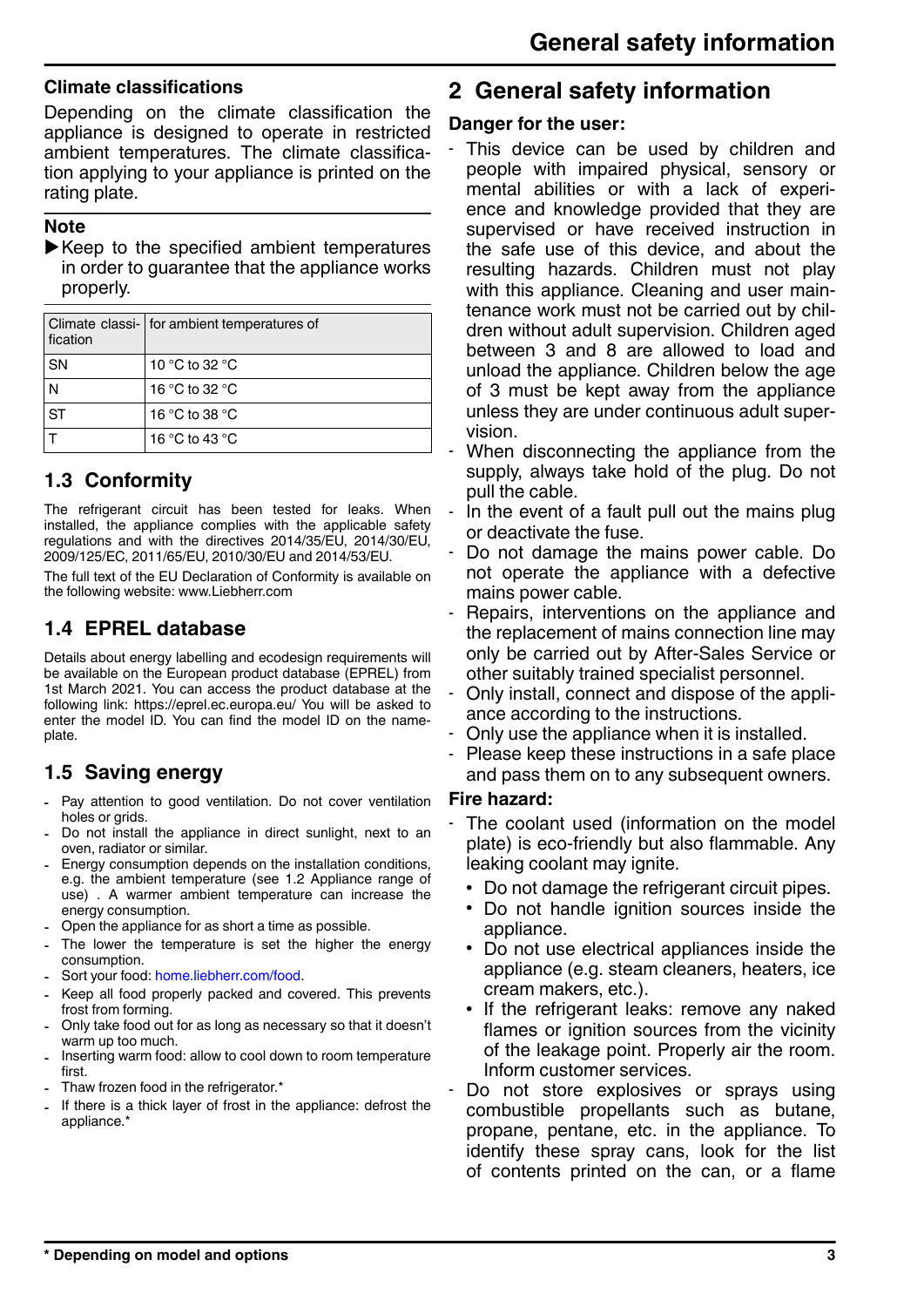### Climate classifications

Depending on the climate classification the appliance is designed to operate in restricted ambient temperatures. The climate classification applying to your appliance is printed on the rating plate.

**Note**

▶Keep to the specified ambient temperatures in order to guarantee that the appliance works properly.

| Climate classification | for ambient temperatures of |
|---|---|
| SN | 10 °C to 32 °C |
| N | 16 °C to 32 °C |
| ST | 16 °C to 38 °C |
| T | 16 °C to 43 °C |

## 1.3 Conformity

The refrigerant circuit has been tested for leaks. When installed, the appliance complies with the applicable safety regulations and with the directives 2014/35/EU, 2014/30/EU, 2009/125/EC, 2011/65/EU, 2010/30/EU and 2014/53/EU.

The full text of the EU Declaration of Conformity is available on the following website: www.Liebherr.com

## 1.4 EPREL database

Details about energy labelling and ecodesign requirements will be available on the European product database (EPREL) from 1st March 2021. You can access the product database at the following link: https://eprel.ec.europa.eu/ You will be asked to enter the model ID. You can find the model ID on the nameplate.

## 1.5 Saving energy

- Pay attention to good ventilation. Do not cover ventilation holes or grids.
- Do not install the appliance in direct sunlight, next to an oven, radiator or similar.
- Energy consumption depends on the installation conditions, e.g. the ambient temperature (see 1.2 Appliance range of use) . A warmer ambient temperature can increase the energy consumption.
- Open the appliance for as short a time as possible.
- The lower the temperature is set the higher the energy consumption.
- Sort your food: home.liebherr.com/food.
- Keep all food properly packed and covered. This prevents frost from forming.
- Only take food out for as long as necessary so that it doesn't warm up too much.
- Inserting warm food: allow to cool down to room temperature first.
- Thaw frozen food in the refrigerator.*
- If there is a thick layer of frost in the appliance: defrost the appliance.*

# 2 General safety information

**Danger for the user:**

- This device can be used by children and people with impaired physical, sensory or mental abilities or with a lack of experience and knowledge provided that they are supervised or have received instruction in the safe use of this device, and about the resulting hazards. Children must not play with this appliance. Cleaning and user maintenance work must not be carried out by children without adult supervision. Children aged between 3 and 8 are allowed to load and unload the appliance. Children below the age of 3 must be kept away from the appliance unless they are under continuous adult supervision.
- When disconnecting the appliance from the supply, always take hold of the plug. Do not pull the cable.
- In the event of a fault pull out the mains plug or deactivate the fuse.
- Do not damage the mains power cable. Do not operate the appliance with a defective mains power cable.
- Repairs, interventions on the appliance and the replacement of mains connection line may only be carried out by After-Sales Service or other suitably trained specialist personnel.
- Only install, connect and dispose of the appliance according to the instructions.
- Only use the appliance when it is installed.
- Please keep these instructions in a safe place and pass them on to any subsequent owners.

**Fire hazard:**

- The coolant used (information on the model plate) is eco-friendly but also flammable. Any leaking coolant may ignite.
  - Do not damage the refrigerant circuit pipes.
  - Do not handle ignition sources inside the appliance.
  - Do not use electrical appliances inside the appliance (e.g. steam cleaners, heaters, ice cream makers, etc.).
  - If the refrigerant leaks: remove any naked flames or ignition sources from the vicinity of the leakage point. Properly air the room. Inform customer services.
- Do not store explosives or sprays using combustible propellants such as butane, propane, pentane, etc. in the appliance. To identify these spray cans, look for the list of contents printed on the can, or a flame

\* Depending on model and options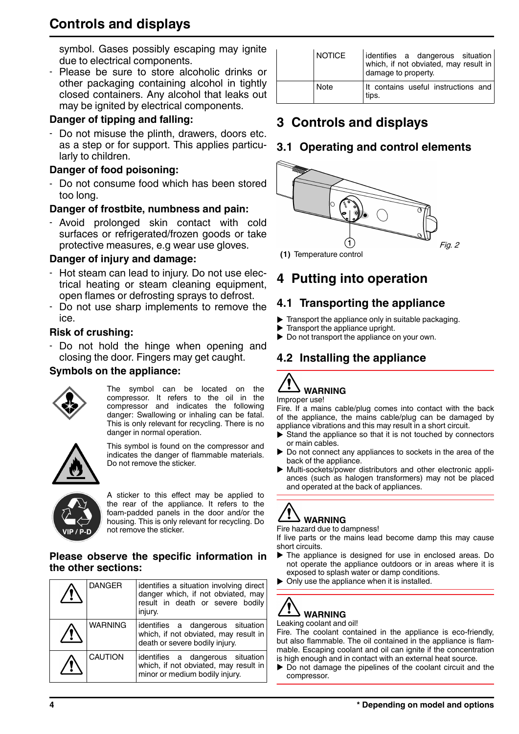symbol. Gases possibly escaping may ignite due to electrical components.

- Please be sure to store alcoholic drinks or other packaging containing alcohol in tightly closed containers. Any alcohol that leaks out may be ignited by electrical components.

**Danger of tipping and falling:**

- Do not misuse the plinth, drawers, doors etc. as a step or for support. This applies particularly to children.

**Danger of food poisoning:**

- Do not consume food which has been stored too long.

**Danger of frostbite, numbness and pain:**

- Avoid prolonged skin contact with cold surfaces or refrigerated/frozen goods or take protective measures, e.g wear use gloves.

**Danger of injury and damage:**

- Hot steam can lead to injury. Do not use electrical heating or steam cleaning equipment, open flames or defrosting sprays to defrost.
- Do not use sharp implements to remove the ice.

**Risk of crushing:**

- Do not hold the hinge when opening and closing the door. Fingers may get caught.

**Symbols on the appliance:**

The symbol can be located on the compressor. It refers to the oil in the compressor and indicates the following danger: Swallowing or inhaling can be fatal. This is only relevant for recycling. There is no danger in normal operation.

This symbol is found on the compressor and indicates the danger of flammable materials. Do not remove the sticker.

A sticker to this effect may be applied to the rear of the appliance. It refers to the foam-padded panels in the door and/or the housing. This is only relevant for recycling. Do not remove the sticker.

**Please observe the specific information in the other sections:**

| | | |
|---|---|---|
| ⚠ | DANGER | identifies a situation involving direct danger which, if not obviated, may result in death or severe bodily injury. |
| ⚠ | WARNING | identifies a dangerous situation which, if not obviated, may result in death or severe bodily injury. |
| ⚠ | CAUTION | identifies a dangerous situation which, if not obviated, may result in minor or medium bodily injury. |
| | NOTICE | identifies a dangerous situation which, if not obviated, may result in damage to property. |
| | Note | It contains useful instructions and tips. |

# 3 Controls and displays

## 3.1 Operating and control elements

*Fig. 2*

**(1)** Temperature control

# 4 Putting into operation

## 4.1 Transporting the appliance

▶ Transport the appliance only in suitable packaging.
▶ Transport the appliance upright.
▶ Do not transport the appliance on your own.

## 4.2 Installing the appliance

**WARNING**

Improper use!

Fire. If a mains cable/plug comes into contact with the back of the appliance, the mains cable/plug can be damaged by appliance vibrations and this may result in a short circuit.

▶ Stand the appliance so that it is not touched by connectors or main cables.
▶ Do not connect any appliances to sockets in the area of the back of the appliance.
▶ Multi-sockets/power distributors and other electronic appliances (such as halogen transformers) may not be placed and operated at the back of appliances.

**WARNING**

Fire hazard due to dampness!

If live parts or the mains lead become damp this may cause short circuits.

▶ The appliance is designed for use in enclosed areas. Do not operate the appliance outdoors or in areas where it is exposed to splash water or damp conditions.
▶ Only use the appliance when it is installed.

**WARNING**

Leaking coolant and oil!

Fire. The coolant contained in the appliance is eco-friendly, but also flammable. The oil contained in the appliance is flammable. Escaping coolant and oil can ignite if the concentration is high enough and in contact with an external heat source.

▶ Do not damage the pipelines of the coolant circuit and the compressor.

\* Depending on model and options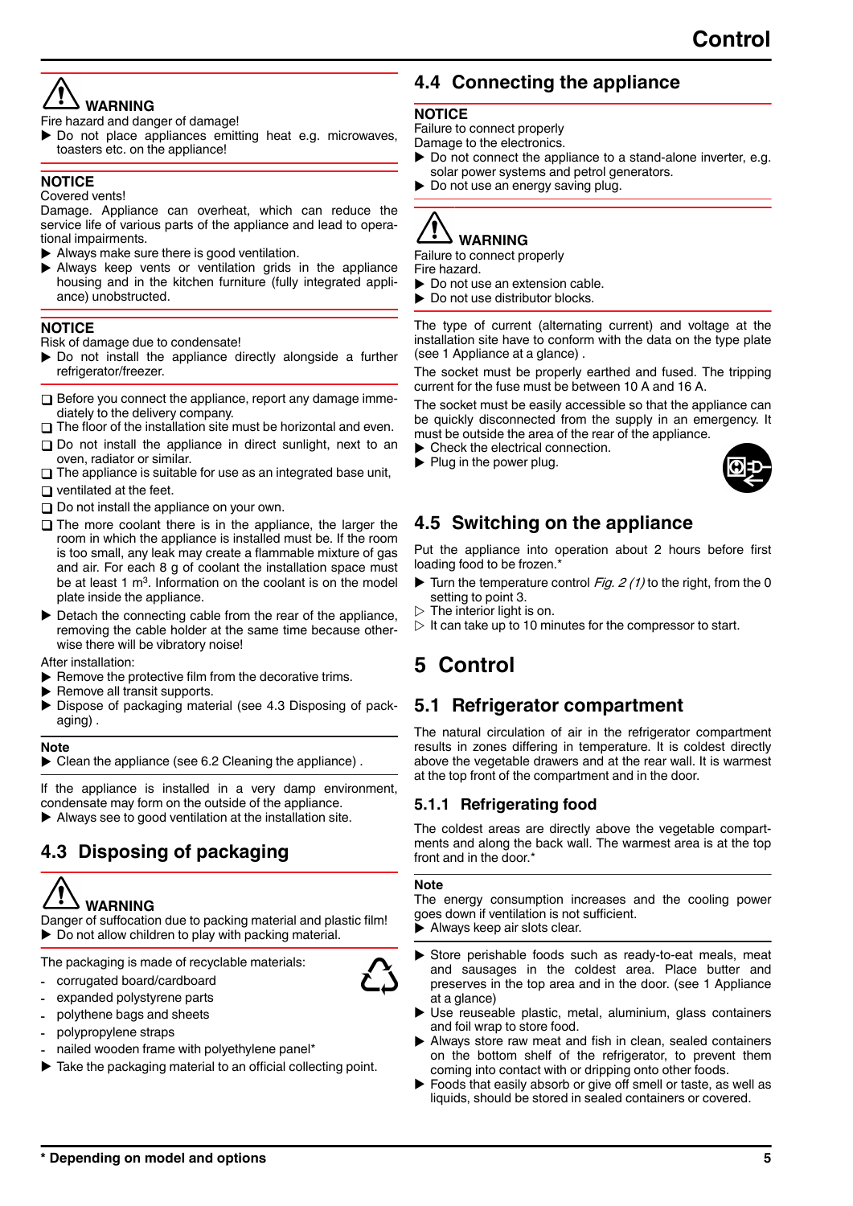**WARNING**

Fire hazard and danger of damage!

▶ Do not place appliances emitting heat e.g. microwaves, toasters etc. on the appliance!

**NOTICE**

Covered vents!

Damage. Appliance can overheat, which can reduce the service life of various parts of the appliance and lead to operational impairments.

▶ Always make sure there is good ventilation.
▶ Always keep vents or ventilation grids in the appliance housing and in the kitchen furniture (fully integrated appliance) unobstructed.

**NOTICE**

Risk of damage due to condensate!

▶ Do not install the appliance directly alongside a further refrigerator/freezer.

❑ Before you connect the appliance, report any damage immediately to the delivery company.
❑ The floor of the installation site must be horizontal and even.
❑ Do not install the appliance in direct sunlight, next to an oven, radiator or similar.
❑ The appliance is suitable for use as an integrated base unit,
❑ ventilated at the feet.
❑ Do not install the appliance on your own.
❑ The more coolant there is in the appliance, the larger the room in which the appliance is installed must be. If the room is too small, any leak may create a flammable mixture of gas and air. For each 8 g of coolant the installation space must be at least 1 $m^3$. Information on the coolant is on the model plate inside the appliance.

▶ Detach the connecting cable from the rear of the appliance, removing the cable holder at the same time because otherwise there will be vibratory noise!

After installation:

▶ Remove the protective film from the decorative trims.
▶ Remove all transit supports.
▶ Dispose of packaging material (see 4.3 Disposing of packaging) .

**Note**

▶ Clean the appliance (see 6.2 Cleaning the appliance) .

If the appliance is installed in a very damp environment, condensate may form on the outside of the appliance.

▶ Always see to good ventilation at the installation site.

## 4.3 Disposing of packaging

**WARNING**

Danger of suffocation due to packing material and plastic film!

▶ Do not allow children to play with packing material.

The packaging is made of recyclable materials:

- corrugated board/cardboard
- expanded polystyrene parts
- polythene bags and sheets
- polypropylene straps
- nailed wooden frame with polyethylene panel*

▶ Take the packaging material to an official collecting point.

## 4.4 Connecting the appliance

**NOTICE**

Failure to connect properly

Damage to the electronics.

▶ Do not connect the appliance to a stand-alone inverter, e.g. solar power systems and petrol generators.
▶ Do not use an energy saving plug.

**WARNING**

Failure to connect properly

Fire hazard.

▶ Do not use an extension cable.
▶ Do not use distributor blocks.

The type of current (alternating current) and voltage at the installation site have to conform with the data on the type plate (see 1 Appliance at a glance) .

The socket must be properly earthed and fused. The tripping current for the fuse must be between 10 A and 16 A.

The socket must be easily accessible so that the appliance can be quickly disconnected from the supply in an emergency. It must be outside the area of the rear of the appliance.

▶ Check the electrical connection.
▶ Plug in the power plug.

## 4.5 Switching on the appliance

Put the appliance into operation about 2 hours before first loading food to be frozen.*

▶ Turn the temperature control *Fig. 2 (1)* to the right, from the 0 setting to point 3.

▷ The interior light is on.
▷ It can take up to 10 minutes for the compressor to start.

# 5 Control

## 5.1 Refrigerator compartment

The natural circulation of air in the refrigerator compartment results in zones differing in temperature. It is coldest directly above the vegetable drawers and at the rear wall. It is warmest at the top front of the compartment and in the door.

### 5.1.1 Refrigerating food

The coldest areas are directly above the vegetable compartments and along the back wall. The warmest area is at the top front and in the door.*

**Note**

The energy consumption increases and the cooling power goes down if ventilation is not sufficient.

▶ Always keep air slots clear.

▶ Store perishable foods such as ready-to-eat meals, meat and sausages in the coldest area. Place butter and preserves in the top area and in the door. (see 1 Appliance at a glance)
▶ Use reuseable plastic, metal, aluminium, glass containers and foil wrap to store food.
▶ Always store raw meat and fish in clean, sealed containers on the bottom shelf of the refrigerator, to prevent them coming into contact with or dripping onto other foods.
▶ Foods that easily absorb or give off smell or taste, as well as liquids, should be stored in sealed containers or covered.

\* Depending on model and options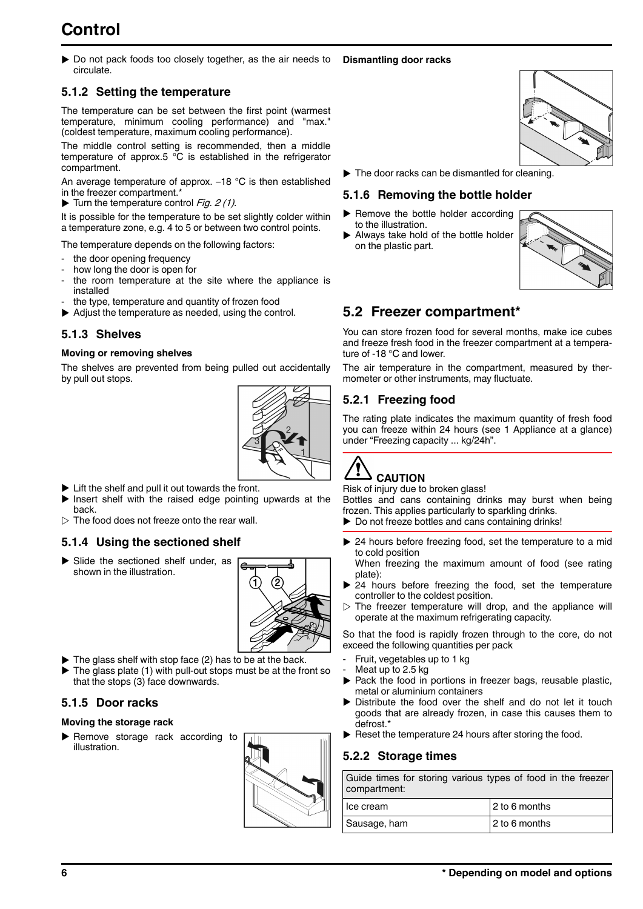# Control

- ▶ Do not pack foods too closely together, as the air needs to circulate.

### 5.1.2 Setting the temperature

The temperature can be set between the first point (warmest temperature, minimum cooling performance) and "max." (coldest temperature, maximum cooling performance).

The middle control setting is recommended, then a middle temperature of approx.5 °C is established in the refrigerator compartment.

An average temperature of approx. –18 °C is then established in the freezer compartment.*

▶ Turn the temperature control *Fig. 2 (1)*.

It is possible for the temperature to be set slightly colder within a temperature zone, e.g. 4 to 5 or between two control points.

The temperature depends on the following factors:

- the door opening frequency
- how long the door is open for
- the room temperature at the site where the appliance is installed
- the type, temperature and quantity of frozen food

▶ Adjust the temperature as needed, using the control.

### 5.1.3 Shelves

**Moving or removing shelves**

The shelves are prevented from being pulled out accidentally by pull out stops.

▶ Lift the shelf and pull it out towards the front.

▶ Insert shelf with the raised edge pointing upwards at the back.

▷ The food does not freeze onto the rear wall.

### 5.1.4 Using the sectioned shelf

▶ Slide the sectioned shelf under, as shown in the illustration.

▶ The glass shelf with stop face (2) has to be at the back.

▶ The glass plate (1) with pull-out stops must be at the front so that the stops (3) face downwards.

### 5.1.5 Door racks

**Moving the storage rack**

▶ Remove storage rack according to illustration.

**Dismantling door racks**

▶ The door racks can be dismantled for cleaning.

### 5.1.6 Removing the bottle holder

▶ Remove the bottle holder according to the illustration.

▶ Always take hold of the bottle holder on the plastic part.

## 5.2 Freezer compartment*

You can store frozen food for several months, make ice cubes and freeze fresh food in the freezer compartment at a temperature of -18 °C and lower.

The air temperature in the compartment, measured by thermometer or other instruments, may fluctuate.

### 5.2.1 Freezing food

The rating plate indicates the maximum quantity of fresh food you can freeze within 24 hours (see 1 Appliance at a glance) under "Freezing capacity ... kg/24h".

**CAUTION**

Risk of injury due to broken glass!

Bottles and cans containing drinks may burst when being frozen. This applies particularly to sparkling drinks.

▶ Do not freeze bottles and cans containing drinks!

▶ 24 hours before freezing food, set the temperature to a mid to cold position

When freezing the maximum amount of food (see rating plate):

▶ 24 hours before freezing the food, set the temperature controller to the coldest position.

▷ The freezer temperature will drop, and the appliance will operate at the maximum refrigerating capacity.

So that the food is rapidly frozen through to the core, do not exceed the following quantities per pack

- Fruit, vegetables up to 1 kg
- Meat up to 2.5 kg

▶ Pack the food in portions in freezer bags, reusable plastic, metal or aluminium containers

▶ Distribute the food over the shelf and do not let it touch goods that are already frozen, in case this causes them to defrost.*

▶ Reset the temperature 24 hours after storing the food.

### 5.2.2 Storage times

| Guide times for storing various types of food in the freezer compartment: | |
|---|---|
| Ice cream | 2 to 6 months |
| Sausage, ham | 2 to 6 months |

\* Depending on model and options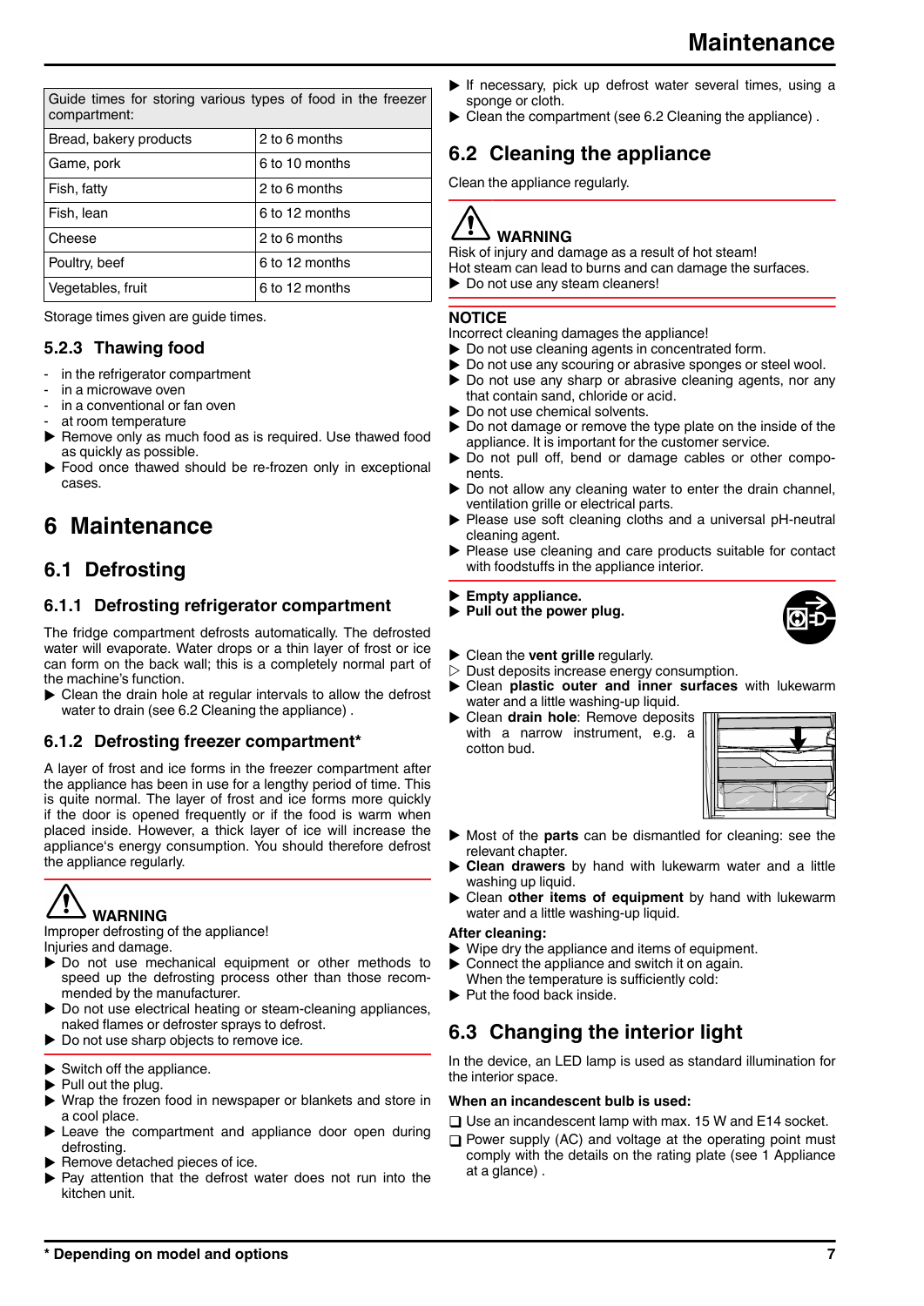| Guide times for storing various types of food in the freezer compartment: | |
|---|---|
| Bread, bakery products | 2 to 6 months |
| Game, pork | 6 to 10 months |
| Fish, fatty | 2 to 6 months |
| Fish, lean | 6 to 12 months |
| Cheese | 2 to 6 months |
| Poultry, beef | 6 to 12 months |
| Vegetables, fruit | 6 to 12 months |

Storage times given are guide times.

### 5.2.3 Thawing food

- in the refrigerator compartment
- in a microwave oven
- in a conventional or fan oven
- at room temperature

▶ Remove only as much food as is required. Use thawed food as quickly as possible.
▶ Food once thawed should be re-frozen only in exceptional cases.

# 6 Maintenance

## 6.1 Defrosting

### 6.1.1 Defrosting refrigerator compartment

The fridge compartment defrosts automatically. The defrosted water will evaporate. Water drops or a thin layer of frost or ice can form on the back wall; this is a completely normal part of the machine's function.

▶ Clean the drain hole at regular intervals to allow the defrost water to drain (see 6.2 Cleaning the appliance) .

### 6.1.2 Defrosting freezer compartment*

A layer of frost and ice forms in the freezer compartment after the appliance has been in use for a lengthy period of time. This is quite normal. The layer of frost and ice forms more quickly if the door is opened frequently or if the food is warm when placed inside. However, a thick layer of ice will increase the appliance's energy consumption. You should therefore defrost the appliance regularly.

**WARNING**
Improper defrosting of the appliance!
Injuries and damage.
▶ Do not use mechanical equipment or other methods to speed up the defrosting process other than those recommended by the manufacturer.
▶ Do not use electrical heating or steam-cleaning appliances, naked flames or defroster sprays to defrost.
▶ Do not use sharp objects to remove ice.

▶ Switch off the appliance.
▶ Pull out the plug.
▶ Wrap the frozen food in newspaper or blankets and store in a cool place.
▶ Leave the compartment and appliance door open during defrosting.
▶ Remove detached pieces of ice.
▶ Pay attention that the defrost water does not run into the kitchen unit.
▶ If necessary, pick up defrost water several times, using a sponge or cloth.
▶ Clean the compartment (see 6.2 Cleaning the appliance) .

## 6.2 Cleaning the appliance

Clean the appliance regularly.

**WARNING**
Risk of injury and damage as a result of hot steam!
Hot steam can lead to burns and can damage the surfaces.
▶ Do not use any steam cleaners!

**NOTICE**
Incorrect cleaning damages the appliance!
▶ Do not use cleaning agents in concentrated form.
▶ Do not use any scouring or abrasive sponges or steel wool.
▶ Do not use any sharp or abrasive cleaning agents, nor any that contain sand, chloride or acid.
▶ Do not use chemical solvents.
▶ Do not damage or remove the type plate on the inside of the appliance. It is important for the customer service.
▶ Do not pull off, bend or damage cables or other components.
▶ Do not allow any cleaning water to enter the drain channel, ventilation grille or electrical parts.
▶ Please use soft cleaning cloths and a universal pH-neutral cleaning agent.
▶ Please use cleaning and care products suitable for contact with foodstuffs in the appliance interior.

▶ **Empty appliance.**
▶ **Pull out the power plug.**

▶ Clean the **vent grille** regularly.
▷ Dust deposits increase energy consumption.
▶ Clean **plastic outer and inner surfaces** with lukewarm water and a little washing-up liquid.
▶ Clean **drain hole**: Remove deposits with a narrow instrument, e.g. a cotton bud.
▶ Most of the **parts** can be dismantled for cleaning: see the relevant chapter.
▶ **Clean drawers** by hand with lukewarm water and a little washing up liquid.
▶ Clean **other items of equipment** by hand with lukewarm water and a little washing-up liquid.

**After cleaning:**
▶ Wipe dry the appliance and items of equipment.
▶ Connect the appliance and switch it on again.
When the temperature is sufficiently cold:
▶ Put the food back inside.

## 6.3 Changing the interior light

In the device, an LED lamp is used as standard illumination for the interior space.

**When an incandescent bulb is used:**

❑ Use an incandescent lamp with max. 15 W and E14 socket.
❑ Power supply (AC) and voltage at the operating point must comply with the details on the rating plate (see 1 Appliance at a glance) .

\* Depending on model and options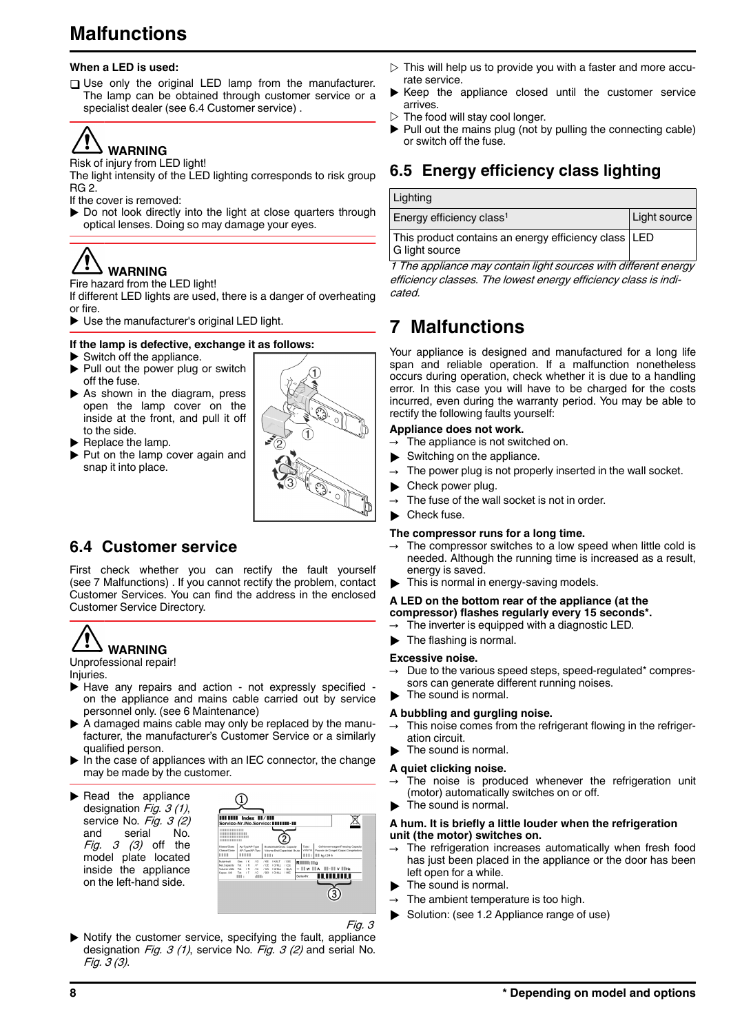**When a LED is used:**

❑ Use only the original LED lamp from the manufacturer. The lamp can be obtained through customer service or a specialist dealer (see 6.4 Customer service) .

**WARNING**

Risk of injury from LED light!

The light intensity of the LED lighting corresponds to risk group RG 2.

If the cover is removed:

▶ Do not look directly into the light at close quarters through optical lenses. Doing so may damage your eyes.

**WARNING**

Fire hazard from the LED light!

If different LED lights are used, there is a danger of overheating or fire.

▶ Use the manufacturer's original LED light.

**If the lamp is defective, exchange it as follows:**

▶ Switch off the appliance.

▶ Pull out the power plug or switch off the fuse.

▶ As shown in the diagram, press open the lamp cover on the inside at the front, and pull it off to the side.

▶ Replace the lamp.

▶ Put on the lamp cover again and snap it into place.

## 6.4 Customer service

First check whether you can rectify the fault yourself (see 7 Malfunctions) . If you cannot rectify the problem, contact Customer Services. You can find the address in the enclosed Customer Service Directory.

**WARNING**

Unprofessional repair!

Injuries.

▶ Have any repairs and action - not expressly specified - on the appliance and mains cable carried out by service personnel only. (see 6 Maintenance)

▶ A damaged mains cable may only be replaced by the manufacturer, the manufacturer's Customer Service or a similarly qualified person.

▶ In the case of appliances with an IEC connector, the change may be made by the customer.

▶ Read the appliance designation *Fig. 3 (1)*, service No. *Fig. 3 (2)* and serial No. *Fig. 3 (3)* off the model plate located inside the appliance on the left-hand side.

*Fig. 3*

▶ Notify the customer service, specifying the fault, appliance designation *Fig. 3 (1)*, service No. *Fig. 3 (2)* and serial No. *Fig. 3 (3)*.

▷ This will help us to provide you with a faster and more accurate service.

▶ Keep the appliance closed until the customer service arrives.

▷ The food will stay cool longer.

▶ Pull out the mains plug (not by pulling the connecting cable) or switch off the fuse.

## 6.5 Energy efficiency class lighting

| Lighting | |
|---|---|
| Energy efficiency class[1] | Light source |
| This product contains an energy efficiency class G light source | LED |

*1 The appliance may contain light sources with different energy efficiency classes. The lowest energy efficiency class is indicated.*

# 7 Malfunctions

Your appliance is designed and manufactured for a long life span and reliable operation. If a malfunction nonetheless occurs during operation, check whether it is due to a handling error. In this case you will have to be charged for the costs incurred, even during the warranty period. You may be able to rectify the following faults yourself:

**Appliance does not work.**

→ The appliance is not switched on.

▶ Switching on the appliance.

→ The power plug is not properly inserted in the wall socket.

▶ Check power plug.

→ The fuse of the wall socket is not in order.

▶ Check fuse.

**The compressor runs for a long time.**

→ The compressor switches to a low speed when little cold is needed. Although the running time is increased as a result, energy is saved.

▶ This is normal in energy-saving models.

**A LED on the bottom rear of the appliance (at the compressor) flashes regularly every 15 seconds*.**

→ The inverter is equipped with a diagnostic LED.

▶ The flashing is normal.

**Excessive noise.**

→ Due to the various speed steps, speed-regulated* compressors can generate different running noises.

▶ The sound is normal.

**A bubbling and gurgling noise.**

→ This noise comes from the refrigerant flowing in the refrigeration circuit.

▶ The sound is normal.

**A quiet clicking noise.**

→ The noise is produced whenever the refrigeration unit (motor) automatically switches on or off.

▶ The sound is normal.

**A hum. It is briefly a little louder when the refrigeration unit (the motor) switches on.**

→ The refrigeration increases automatically when fresh food has just been placed in the appliance or the door has been left open for a while.

▶ The sound is normal.

→ The ambient temperature is too high.

▶ Solution: (see 1.2 Appliance range of use)

* Depending on model and options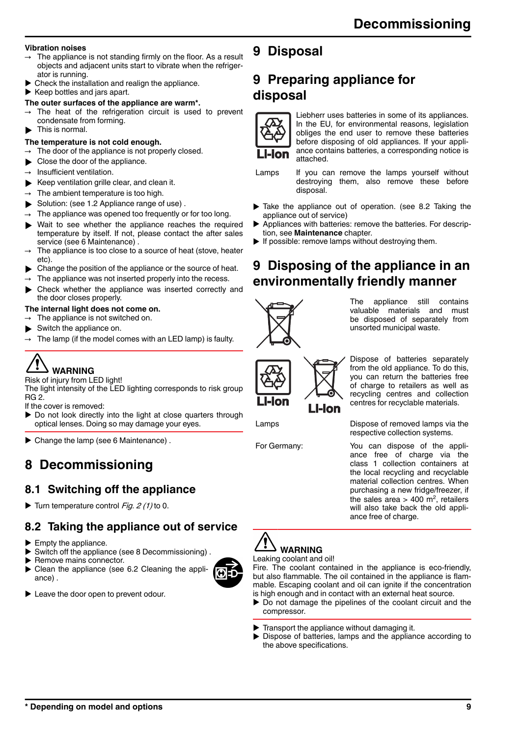**Vibration noises**

→ The appliance is not standing firmly on the floor. As a result objects and adjacent units start to vibrate when the refrigerator is running.

▶ Check the installation and realign the appliance.

▶ Keep bottles and jars apart.

**The outer surfaces of the appliance are warm*.**

→ The heat of the refrigeration circuit is used to prevent condensate from forming.

▶ This is normal.

**The temperature is not cold enough.**

→ The door of the appliance is not properly closed.

▶ Close the door of the appliance.

→ Insufficient ventilation.

▶ Keep ventilation grille clear, and clean it.

→ The ambient temperature is too high.

▶ Solution: (see 1.2 Appliance range of use) .

→ The appliance was opened too frequently or for too long.

▶ Wait to see whether the appliance reaches the required temperature by itself. If not, please contact the after sales service (see 6 Maintenance) .

→ The appliance is too close to a source of heat (stove, heater etc).

▶ Change the position of the appliance or the source of heat.

→ The appliance was not inserted properly into the recess.

▶ Check whether the appliance was inserted correctly and the door closes properly.

**The internal light does not come on.**

→ The appliance is not switched on.

▶ Switch the appliance on.

→ The lamp (if the model comes with an LED lamp) is faulty.

**WARNING**

Risk of injury from LED light!

The light intensity of the LED lighting corresponds to risk group RG 2.

If the cover is removed:

▶ Do not look directly into the light at close quarters through optical lenses. Doing so may damage your eyes.

▶ Change the lamp (see 6 Maintenance) .

# 8 Decommissioning

## 8.1 Switching off the appliance

▶ Turn temperature control *Fig. 2 (1)* to 0.

## 8.2 Taking the appliance out of service

▶ Empty the appliance.

▶ Switch off the appliance (see 8 Decommissioning) .

▶ Remove mains connector.

▶ Clean the appliance (see 6.2 Cleaning the appliance) .

▶ Leave the door open to prevent odour.

# 9 Disposal

# 9 Preparing appliance for disposal

Li-Ion: Liebherr uses batteries in some of its appliances. In the EU, for environmental reasons, legislation obliges the end user to remove these batteries before disposing of old appliances. If your appliance contains batteries, a corresponding notice is attached.

Lamps: If you can remove the lamps yourself without destroying them, also remove these before disposal.

▶ Take the appliance out of operation. (see 8.2 Taking the appliance out of service)

▶ Appliances with batteries: remove the batteries. For description, see **Maintenance** chapter.

▶ If possible: remove lamps without destroying them.

# 9 Disposing of the appliance in an environmentally friendly manner

The appliance still contains valuable materials and must be disposed of separately from unsorted municipal waste.

Li-Ion / Li-Ion: Dispose of batteries separately from the old appliance. To do this, you can return the batteries free of charge to retailers as well as recycling centres and collection centres for recyclable materials.

Lamps: Dispose of removed lamps via the respective collection systems.

For Germany: You can dispose of the appliance free of charge via the class 1 collection containers at the local recycling and recyclable material collection centres. When purchasing a new fridge/freezer, if the sales area > 400 m$^2$, retailers will also take back the old appliance free of charge.

**WARNING**

Leaking coolant and oil!

Fire. The coolant contained in the appliance is eco-friendly, but also flammable. The oil contained in the appliance is flammable. Escaping coolant and oil can ignite if the concentration is high enough and in contact with an external heat source.

▶ Do not damage the pipelines of the coolant circuit and the compressor.

▶ Transport the appliance without damaging it.

▶ Dispose of batteries, lamps and the appliance according to the above specifications.

\* Depending on model and options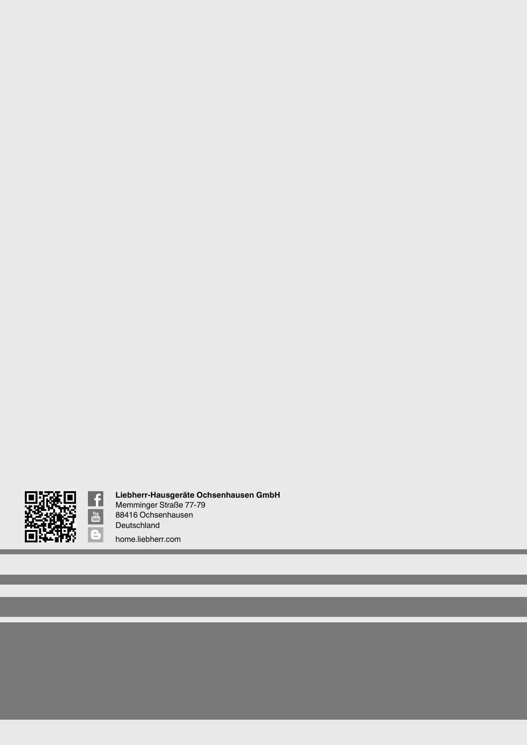**Liebherr-Hausgeräte Ochsenhausen GmbH**
Memminger Straße 77-79
88416 Ochsenhausen
Deutschland

home.liebherr.com